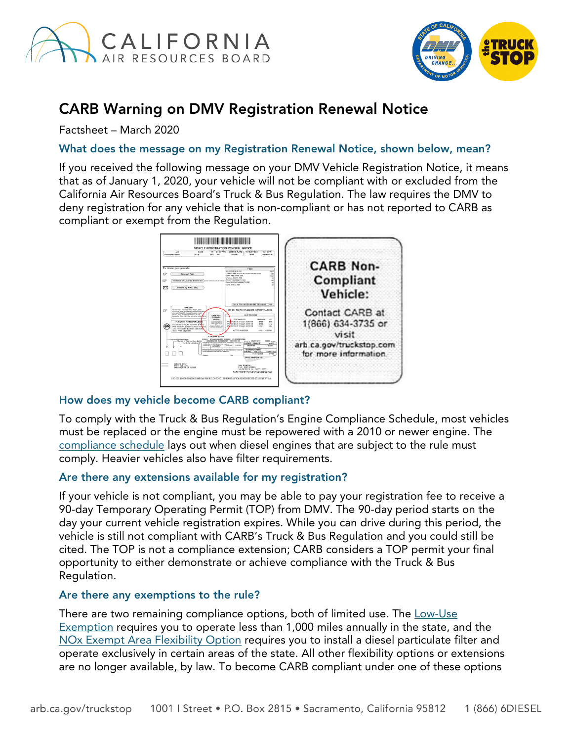# CARB Warning on DMV Registration Renewal Notice

Factsheet – March 2020

### What does the message on my Registration Renewal Notice, shown below, mean?

If you received the following message on your DMV Vehicle Registration Notice, it means that as of January 1, 2020, your vehicle will not be compliant with or excluded from the California Air Resources Board's Truck & Bus Regulation. The law requires the DMV to deny registration for any vehicle that is non-compliant or has not reported to CARB as compliant or exempt from the Regulation.

**CARB Non-Compliant Vehicle:**

Contact CARB at 1(866) 634-3735 or visit arb.ca.gov/truckstop.com for more information.

### How does my vehicle become CARB compliant?

To comply with the Truck & Bus Regulation's Engine Compliance Schedule, most vehicles must be replaced or the engine must be repowered with a 2010 or newer engine. The compliance schedule lays out when diesel engines that are subject to the rule must comply. Heavier vehicles also have filter requirements.

### Are there any extensions available for my registration?

If your vehicle is not compliant, you may be able to pay your registration fee to receive a 90-day Temporary Operating Permit (TOP) from DMV. The 90-day period starts on the day your current vehicle registration expires. While you can drive during this period, the vehicle is still not compliant with CARB's Truck & Bus Regulation and you could still be cited. The TOP is not a compliance extension; CARB considers a TOP permit your final opportunity to either demonstrate or achieve compliance with the Truck & Bus Regulation.

### Are there any exemptions to the rule?

There are two remaining compliance options, both of limited use. The Low-Use Exemption requires you to operate less than 1,000 miles annually in the state, and the NOx Exempt Area Flexibility Option requires you to install a diesel particulate filter and operate exclusively in certain areas of the state. All other flexibility options or extensions are no longer available, by law. To become CARB compliant under one of these options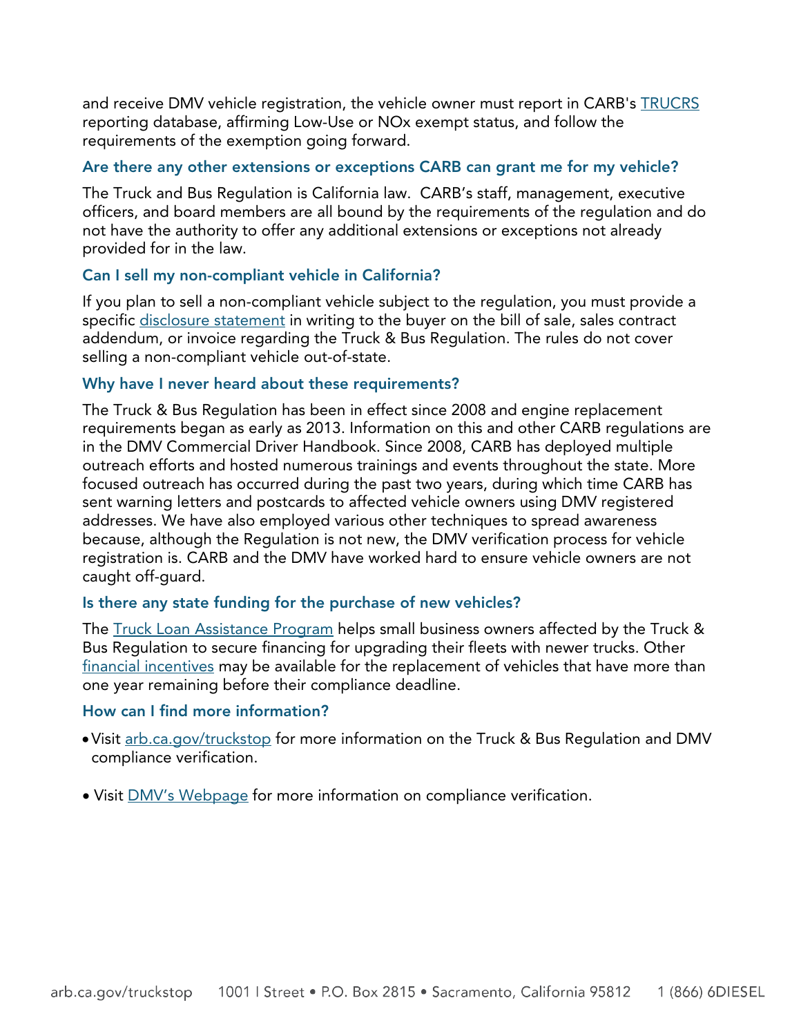and receive DMV vehicle registration, the vehicle owner must report in CARB's TRUCRS reporting database, affirming Low-Use or NOx exempt status, and follow the requirements of the exemption going forward.

### Are there any other extensions or exceptions CARB can grant me for my vehicle?

The Truck and Bus Regulation is California law. CARB's staff, management, executive officers, and board members are all bound by the requirements of the regulation and do not have the authority to offer any additional extensions or exceptions not already provided for in the law.

### Can I sell my non-compliant vehicle in California?

If you plan to sell a non-compliant vehicle subject to the regulation, you must provide a specific disclosure statement in writing to the buyer on the bill of sale, sales contract addendum, or invoice regarding the Truck & Bus Regulation. The rules do not cover selling a non-compliant vehicle out-of-state.

### Why have I never heard about these requirements?

The Truck & Bus Regulation has been in effect since 2008 and engine replacement requirements began as early as 2013. Information on this and other CARB regulations are in the DMV Commercial Driver Handbook. Since 2008, CARB has deployed multiple outreach efforts and hosted numerous trainings and events throughout the state. More focused outreach has occurred during the past two years, during which time CARB has sent warning letters and postcards to affected vehicle owners using DMV registered addresses. We have also employed various other techniques to spread awareness because, although the Regulation is not new, the DMV verification process for vehicle registration is. CARB and the DMV have worked hard to ensure vehicle owners are not caught off-guard.

### Is there any state funding for the purchase of new vehicles?

The Truck Loan Assistance Program helps small business owners affected by the Truck & Bus Regulation to secure financing for upgrading their fleets with newer trucks. Other financial incentives may be available for the replacement of vehicles that have more than one year remaining before their compliance deadline.

### How can I find more information?

- Visit arb.ca.gov/truckstop for more information on the Truck & Bus Regulation and DMV compliance verification.
- Visit DMV's Webpage for more information on compliance verification.

arb.ca.gov/truckstop 1001 I Street • P.O. Box 2815 • Sacramento, California 95812 1 (866) 6DIESEL